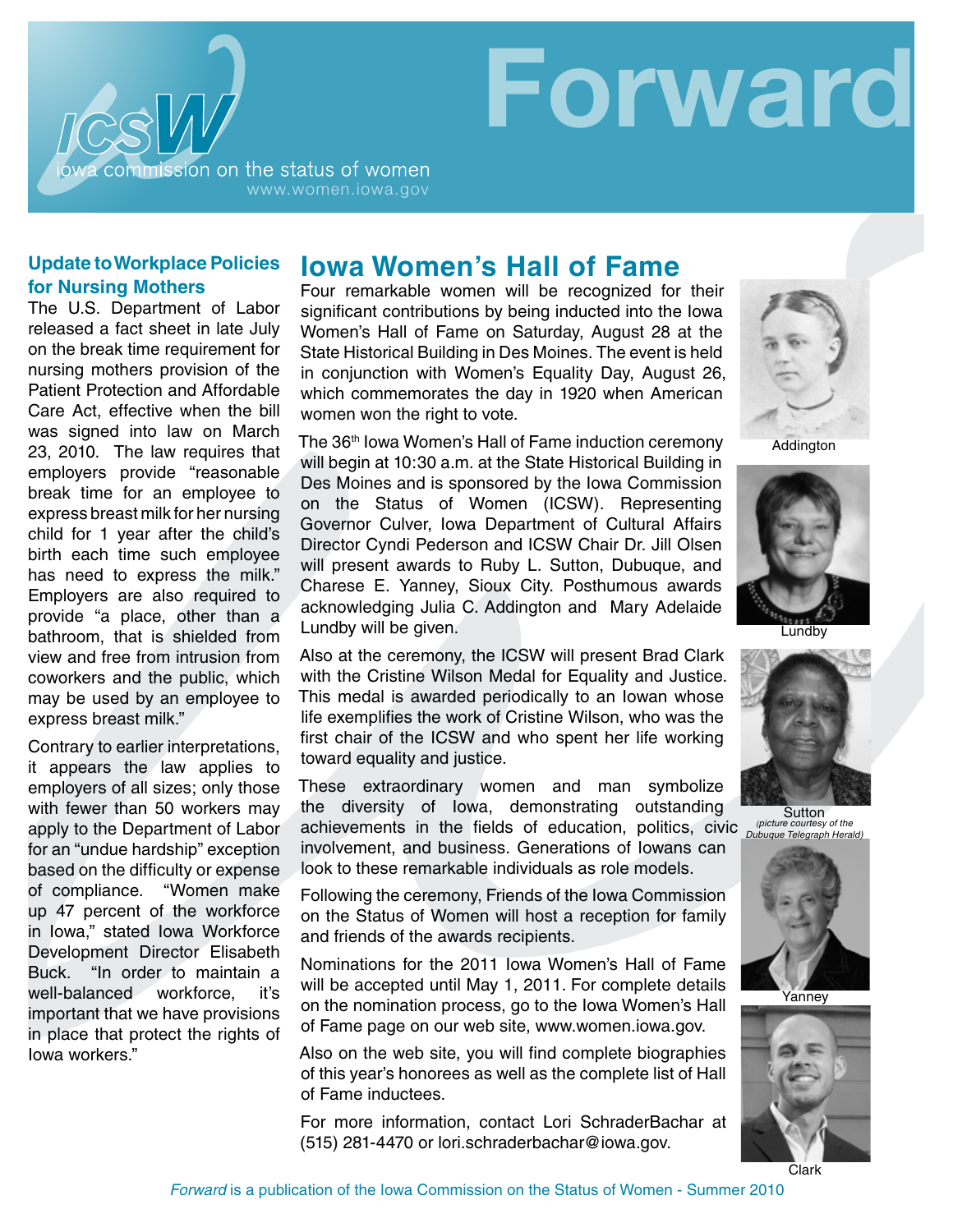# Forward

ICSW iowa commission on the status of women
www.women.iowa.gov

## Update to Workplace Policies for Nursing Mothers

The U.S. Department of Labor released a fact sheet in late July on the break time requirement for nursing mothers provision of the Patient Protection and Affordable Care Act, effective when the bill was signed into law on March 23, 2010. The law requires that employers provide "reasonable break time for an employee to express breast milk for her nursing child for 1 year after the child's birth each time such employee has need to express the milk." Employers are also required to provide "a place, other than a bathroom, that is shielded from view and free from intrusion from coworkers and the public, which may be used by an employee to express breast milk."

Contrary to earlier interpretations, it appears the law applies to employers of all sizes; only those with fewer than 50 workers may apply to the Department of Labor for an "undue hardship" exception based on the difficulty or expense of compliance. "Women make up 47 percent of the workforce in Iowa," stated Iowa Workforce Development Director Elisabeth Buck. "In order to maintain a well-balanced workforce, it's important that we have provisions in place that protect the rights of Iowa workers."

## Iowa Women's Hall of Fame

Four remarkable women will be recognized for their significant contributions by being inducted into the Iowa Women's Hall of Fame on Saturday, August 28 at the State Historical Building in Des Moines. The event is held in conjunction with Women's Equality Day, August 26, which commemorates the day in 1920 when American women won the right to vote.

The 36th Iowa Women's Hall of Fame induction ceremony will begin at 10:30 a.m. at the State Historical Building in Des Moines and is sponsored by the Iowa Commission on the Status of Women (ICSW). Representing Governor Culver, Iowa Department of Cultural Affairs Director Cyndi Pederson and ICSW Chair Dr. Jill Olsen will present awards to Ruby L. Sutton, Dubuque, and Charese E. Yanney, Sioux City. Posthumous awards acknowledging Julia C. Addington and Mary Adelaide Lundby will be given.

Also at the ceremony, the ICSW will present Brad Clark with the Cristine Wilson Medal for Equality and Justice. This medal is awarded periodically to an Iowan whose life exemplifies the work of Cristine Wilson, who was the first chair of the ICSW and who spent her life working toward equality and justice.

These extraordinary women and man symbolize the diversity of Iowa, demonstrating outstanding achievements in the fields of education, politics, civic involvement, and business. Generations of Iowans can look to these remarkable individuals as role models.

Following the ceremony, Friends of the Iowa Commission on the Status of Women will host a reception for family and friends of the awards recipients.

Nominations for the 2011 Iowa Women's Hall of Fame will be accepted until May 1, 2011. For complete details on the nomination process, go to the Iowa Women's Hall of Fame page on our web site, www.women.iowa.gov.

Also on the web site, you will find complete biographies of this year's honorees as well as the complete list of Hall of Fame inductees.

For more information, contact Lori SchraderBachar at (515) 281-4470 or lori.schraderbachar@iowa.gov.

Addington

Lundby

Sutton
*(picture courtesy of the Dubuque Telegraph Herald)*

Yanney

Clark

*Forward* is a publication of the Iowa Commission on the Status of Women - Summer 2010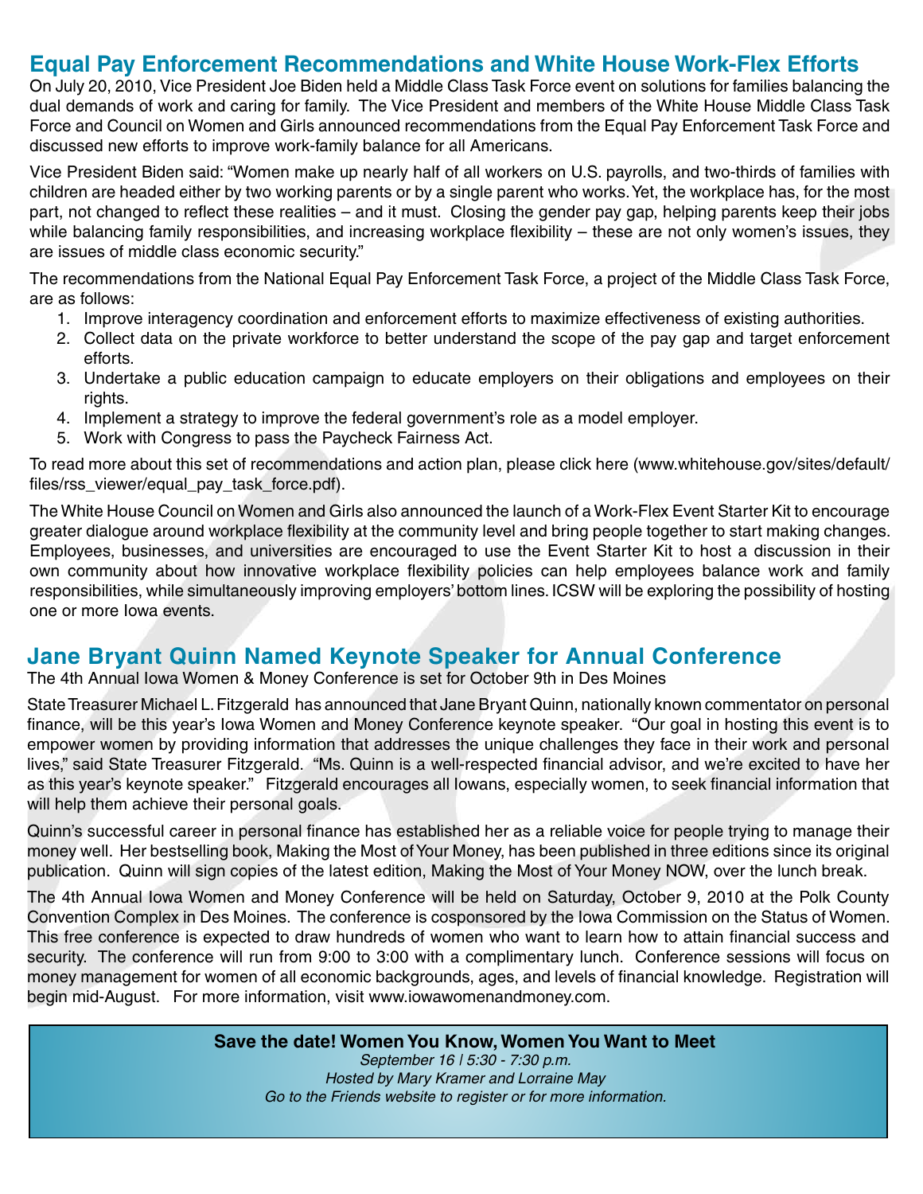## Equal Pay Enforcement Recommendations and White House Work-Flex Efforts

On July 20, 2010, Vice President Joe Biden held a Middle Class Task Force event on solutions for families balancing the dual demands of work and caring for family. The Vice President and members of the White House Middle Class Task Force and Council on Women and Girls announced recommendations from the Equal Pay Enforcement Task Force and discussed new efforts to improve work-family balance for all Americans.

Vice President Biden said: "Women make up nearly half of all workers on U.S. payrolls, and two-thirds of families with children are headed either by two working parents or by a single parent who works. Yet, the workplace has, for the most part, not changed to reflect these realities – and it must. Closing the gender pay gap, helping parents keep their jobs while balancing family responsibilities, and increasing workplace flexibility – these are not only women's issues, they are issues of middle class economic security."

The recommendations from the National Equal Pay Enforcement Task Force, a project of the Middle Class Task Force, are as follows:

1. Improve interagency coordination and enforcement efforts to maximize effectiveness of existing authorities.
2. Collect data on the private workforce to better understand the scope of the pay gap and target enforcement efforts.
3. Undertake a public education campaign to educate employers on their obligations and employees on their rights.
4. Implement a strategy to improve the federal government's role as a model employer.
5. Work with Congress to pass the Paycheck Fairness Act.

To read more about this set of recommendations and action plan, please click here (www.whitehouse.gov/sites/default/files/rss_viewer/equal_pay_task_force.pdf).

The White House Council on Women and Girls also announced the launch of a Work-Flex Event Starter Kit to encourage greater dialogue around workplace flexibility at the community level and bring people together to start making changes. Employees, businesses, and universities are encouraged to use the Event Starter Kit to host a discussion in their own community about how innovative workplace flexibility policies can help employees balance work and family responsibilities, while simultaneously improving employers' bottom lines. ICSW will be exploring the possibility of hosting one or more Iowa events.

## Jane Bryant Quinn Named Keynote Speaker for Annual Conference

The 4th Annual Iowa Women & Money Conference is set for October 9th in Des Moines

State Treasurer Michael L. Fitzgerald has announced that Jane Bryant Quinn, nationally known commentator on personal finance, will be this year's Iowa Women and Money Conference keynote speaker. "Our goal in hosting this event is to empower women by providing information that addresses the unique challenges they face in their work and personal lives," said State Treasurer Fitzgerald. "Ms. Quinn is a well-respected financial advisor, and we're excited to have her as this year's keynote speaker." Fitzgerald encourages all Iowans, especially women, to seek financial information that will help them achieve their personal goals.

Quinn's successful career in personal finance has established her as a reliable voice for people trying to manage their money well. Her bestselling book, Making the Most of Your Money, has been published in three editions since its original publication. Quinn will sign copies of the latest edition, Making the Most of Your Money NOW, over the lunch break.

The 4th Annual Iowa Women and Money Conference will be held on Saturday, October 9, 2010 at the Polk County Convention Complex in Des Moines. The conference is cosponsored by the Iowa Commission on the Status of Women. This free conference is expected to draw hundreds of women who want to learn how to attain financial success and security. The conference will run from 9:00 to 3:00 with a complimentary lunch. Conference sessions will focus on money management for women of all economic backgrounds, ages, and levels of financial knowledge. Registration will begin mid-August. For more information, visit www.iowawomenandmoney.com.

**Save the date! Women You Know, Women You Want to Meet**

*September 16 | 5:30 - 7:30 p.m.*

*Hosted by Mary Kramer and Lorraine May*

*Go to the Friends website to register or for more information.*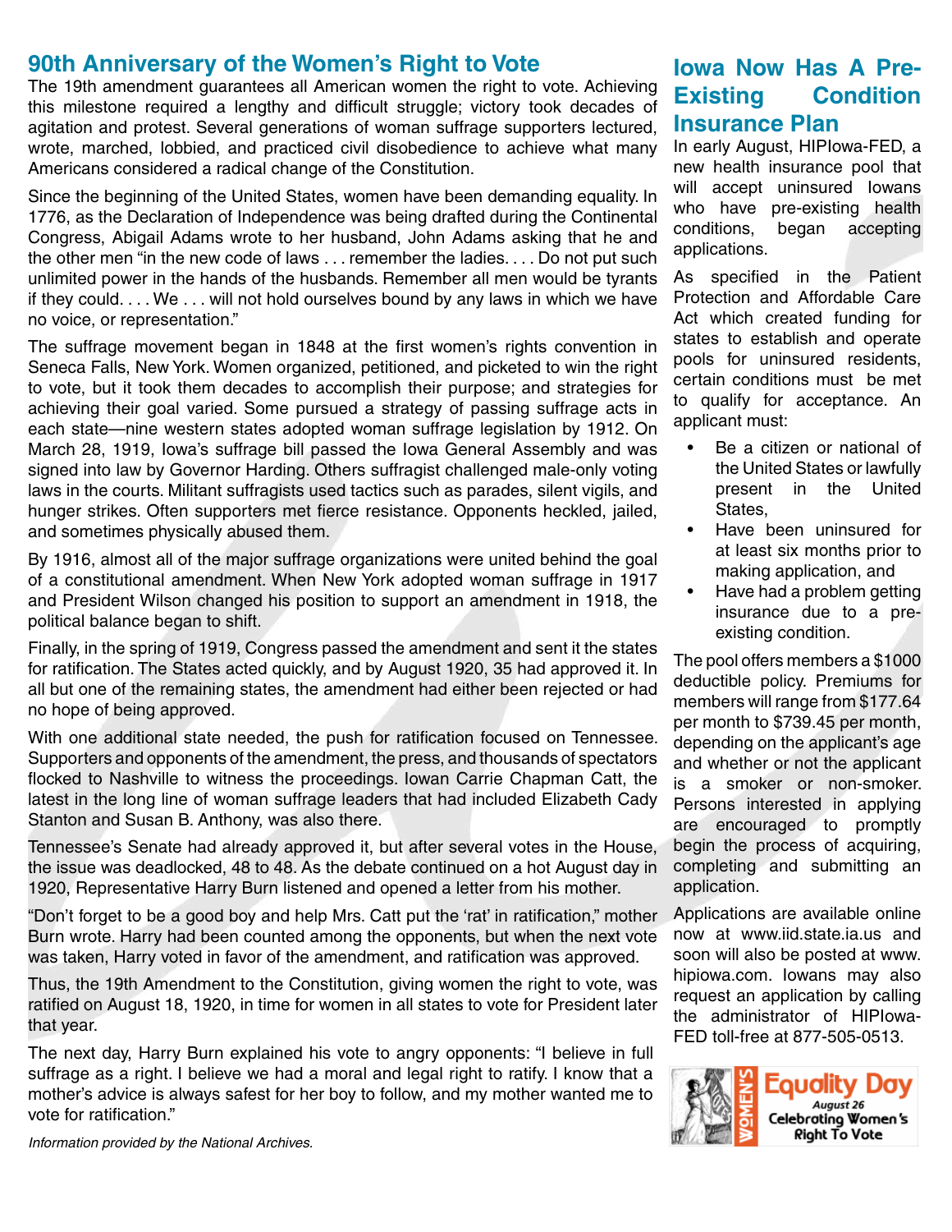## 90th Anniversary of the Women's Right to Vote

The 19th amendment guarantees all American women the right to vote. Achieving this milestone required a lengthy and difficult struggle; victory took decades of agitation and protest. Several generations of woman suffrage supporters lectured, wrote, marched, lobbied, and practiced civil disobedience to achieve what many Americans considered a radical change of the Constitution.

Since the beginning of the United States, women have been demanding equality. In 1776, as the Declaration of Independence was being drafted during the Continental Congress, Abigail Adams wrote to her husband, John Adams asking that he and the other men "in the new code of laws . . . remember the ladies. . . . Do not put such unlimited power in the hands of the husbands. Remember all men would be tyrants if they could. . . . We . . . will not hold ourselves bound by any laws in which we have no voice, or representation."

The suffrage movement began in 1848 at the first women's rights convention in Seneca Falls, New York. Women organized, petitioned, and picketed to win the right to vote, but it took them decades to accomplish their purpose; and strategies for achieving their goal varied. Some pursued a strategy of passing suffrage acts in each state—nine western states adopted woman suffrage legislation by 1912. On March 28, 1919, Iowa's suffrage bill passed the Iowa General Assembly and was signed into law by Governor Harding. Others suffragist challenged male-only voting laws in the courts. Militant suffragists used tactics such as parades, silent vigils, and hunger strikes. Often supporters met fierce resistance. Opponents heckled, jailed, and sometimes physically abused them.

By 1916, almost all of the major suffrage organizations were united behind the goal of a constitutional amendment. When New York adopted woman suffrage in 1917 and President Wilson changed his position to support an amendment in 1918, the political balance began to shift.

Finally, in the spring of 1919, Congress passed the amendment and sent it the states for ratification. The States acted quickly, and by August 1920, 35 had approved it. In all but one of the remaining states, the amendment had either been rejected or had no hope of being approved.

With one additional state needed, the push for ratification focused on Tennessee. Supporters and opponents of the amendment, the press, and thousands of spectators flocked to Nashville to witness the proceedings. Iowan Carrie Chapman Catt, the latest in the long line of woman suffrage leaders that had included Elizabeth Cady Stanton and Susan B. Anthony, was also there.

Tennessee's Senate had already approved it, but after several votes in the House, the issue was deadlocked, 48 to 48. As the debate continued on a hot August day in 1920, Representative Harry Burn listened and opened a letter from his mother.

"Don't forget to be a good boy and help Mrs. Catt put the 'rat' in ratification," mother Burn wrote. Harry had been counted among the opponents, but when the next vote was taken, Harry voted in favor of the amendment, and ratification was approved.

Thus, the 19th Amendment to the Constitution, giving women the right to vote, was ratified on August 18, 1920, in time for women in all states to vote for President later that year.

The next day, Harry Burn explained his vote to angry opponents: "I believe in full suffrage as a right. I believe we had a moral and legal right to ratify. I know that a mother's advice is always safest for her boy to follow, and my mother wanted me to vote for ratification."

*Information provided by the National Archives.*

## Iowa Now Has A Pre-Existing Condition Insurance Plan

In early August, HIPIowa-FED, a new health insurance pool that will accept uninsured Iowans who have pre-existing health conditions, began accepting applications.

As specified in the Patient Protection and Affordable Care Act which created funding for states to establish and operate pools for uninsured residents, certain conditions must be met to qualify for acceptance. An applicant must:

- Be a citizen or national of the United States or lawfully present in the United States,
- Have been uninsured for at least six months prior to making application, and
- Have had a problem getting insurance due to a pre-existing condition.

The pool offers members a $1000 deductible policy. Premiums for members will range from $177.64 per month to $739.45 per month, depending on the applicant's age and whether or not the applicant is a smoker or non-smoker. Persons interested in applying are encouraged to promptly begin the process of acquiring, completing and submitting an application.

Applications are available online now at www.iid.state.ia.us and soon will also be posted at www.hipiowa.com. Iowans may also request an application by calling the administrator of HIPIowa-FED toll-free at 877-505-0513.

WOMEN'S Equality Day
August 26
Celebrating Women's Right To Vote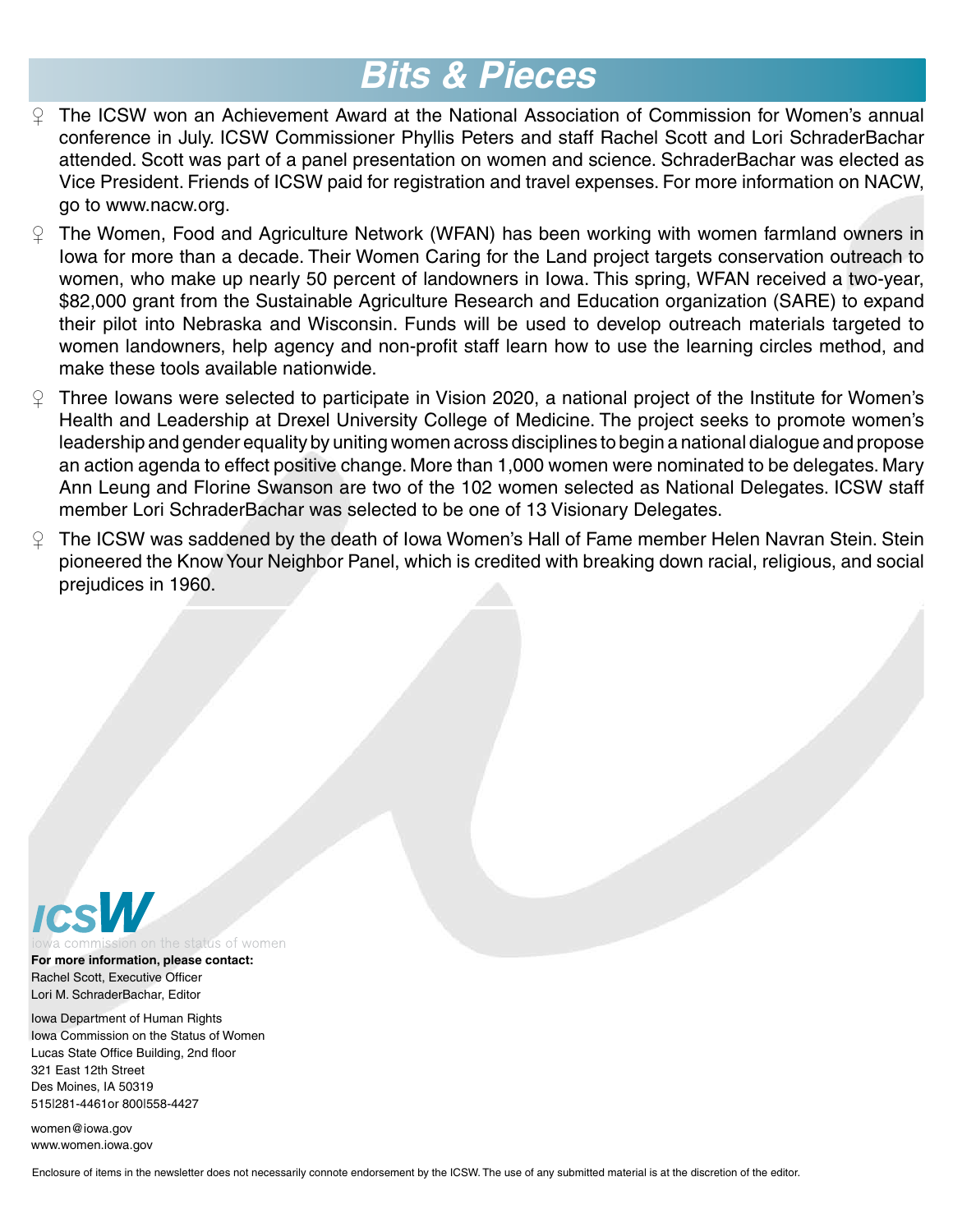# *Bits & Pieces*

- The ICSW won an Achievement Award at the National Association of Commission for Women's annual conference in July. ICSW Commissioner Phyllis Peters and staff Rachel Scott and Lori SchraderBachar attended. Scott was part of a panel presentation on women and science. SchraderBachar was elected as Vice President. Friends of ICSW paid for registration and travel expenses. For more information on NACW, go to www.nacw.org.
- The Women, Food and Agriculture Network (WFAN) has been working with women farmland owners in Iowa for more than a decade. Their Women Caring for the Land project targets conservation outreach to women, who make up nearly 50 percent of landowners in Iowa. This spring, WFAN received a two-year, $82,000 grant from the Sustainable Agriculture Research and Education organization (SARE) to expand their pilot into Nebraska and Wisconsin. Funds will be used to develop outreach materials targeted to women landowners, help agency and non-profit staff learn how to use the learning circles method, and make these tools available nationwide.
- Three Iowans were selected to participate in Vision 2020, a national project of the Institute for Women's Health and Leadership at Drexel University College of Medicine. The project seeks to promote women's leadership and gender equality by uniting women across disciplines to begin a national dialogue and propose an action agenda to effect positive change. More than 1,000 women were nominated to be delegates. Mary Ann Leung and Florine Swanson are two of the 102 women selected as National Delegates. ICSW staff member Lori SchraderBachar was selected to be one of 13 Visionary Delegates.
- The ICSW was saddened by the death of Iowa Women's Hall of Fame member Helen Navran Stein. Stein pioneered the Know Your Neighbor Panel, which is credited with breaking down racial, religious, and social prejudices in 1960.

ICSW
iowa commission on the status of women

**For more information, please contact:**
Rachel Scott, Executive Officer
Lori M. SchraderBachar, Editor

Iowa Department of Human Rights
Iowa Commission on the Status of Women
Lucas State Office Building, 2nd floor
321 East 12th Street
Des Moines, IA 50319
515|281-4461or 800|558-4427

women@iowa.gov
www.women.iowa.gov

Enclosure of items in the newsletter does not necessarily connote endorsement by the ICSW. The use of any submitted material is at the discretion of the editor.